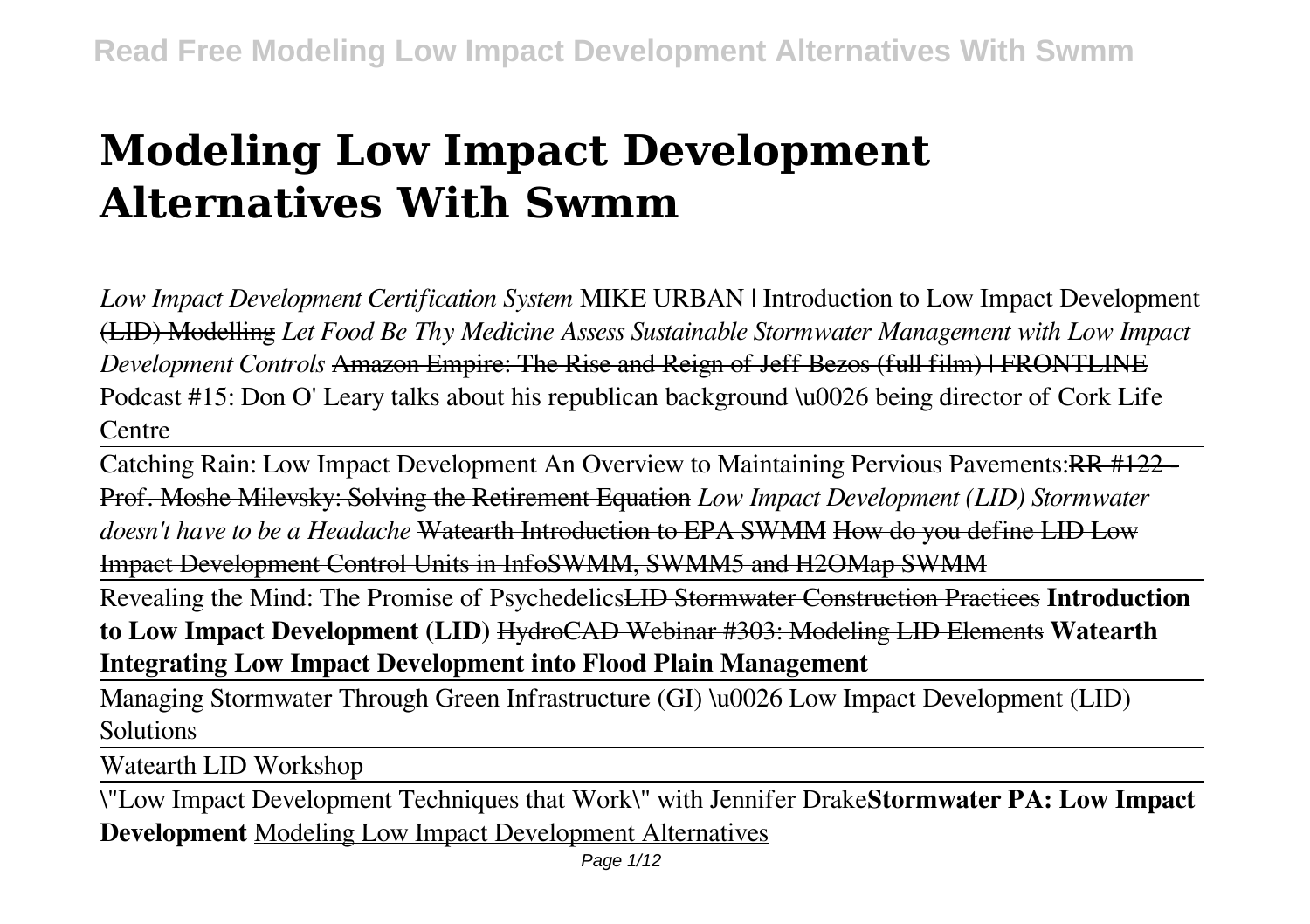# Modeling Low Impact Development Alternatives With Swmm

*Low Impact Development Certification System* ~~MIKE URBAN | Introduction to Low Impact Development (LID) Modelling~~ *Let Food Be Thy Medicine Assess Sustainable Stormwater Management with Low Impact Development Controls* ~~Amazon Empire: The Rise and Reign of Jeff Bezos (full film) | FRONTLINE~~ Podcast #15: Don O' Leary talks about his republican background \u0026 being director of Cork Life Centre

Catching Rain: Low Impact Development An Overview to Maintaining Pervious Pavements:~~RR #122 - Prof. Moshe Milevsky: Solving the Retirement Equation~~ *Low Impact Development (LID) Stormwater doesn't have to be a Headache* ~~Watearth Introduction to EPA SWMM How do you define LID Low Impact Development Control Units in InfoSWMM, SWMM5 and H2OMap SWMM~~

Revealing the Mind: The Promise of Psychedelics~~LID Stormwater Construction Practices~~ **Introduction to Low Impact Development (LID)** ~~HydroCAD Webinar #303: Modeling LID Elements~~ **Watearth Integrating Low Impact Development into Flood Plain Management**

Managing Stormwater Through Green Infrastructure (GI) \u0026 Low Impact Development (LID) Solutions

Watearth LID Workshop

\"Low Impact Development Techniques that Work\" with Jennifer Drake**Stormwater PA: Low Impact Development** Modeling Low Impact Development Alternatives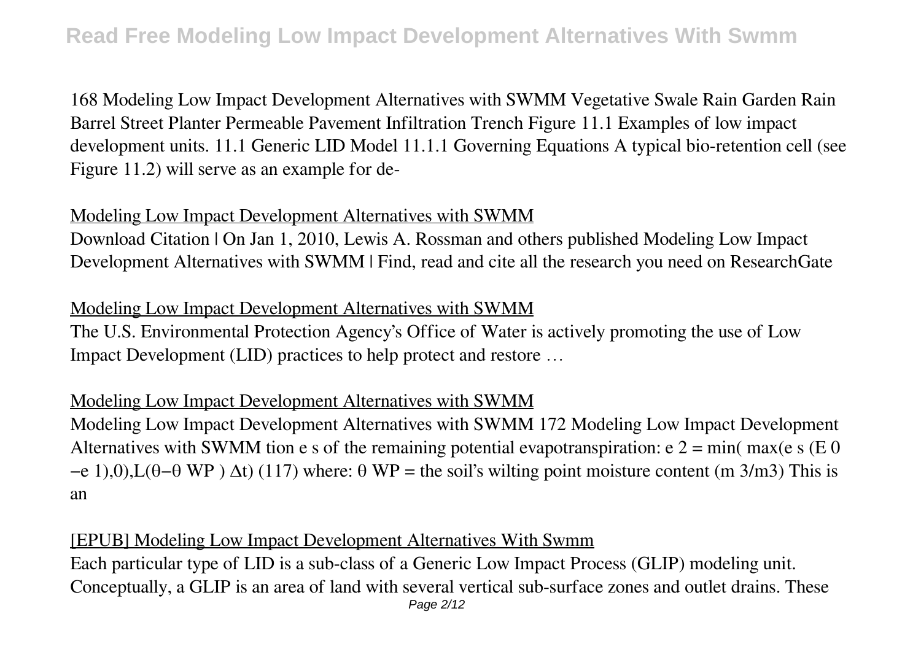168 Modeling Low Impact Development Alternatives with SWMM Vegetative Swale Rain Garden Rain Barrel Street Planter Permeable Pavement Infiltration Trench Figure 11.1 Examples of low impact development units. 11.1 Generic LID Model 11.1.1 Governing Equations A typical bio-retention cell (see Figure 11.2) will serve as an example for de-

## Modeling Low Impact Development Alternatives with SWMM

Download Citation | On Jan 1, 2010, Lewis A. Rossman and others published Modeling Low Impact Development Alternatives with SWMM | Find, read and cite all the research you need on ResearchGate

## Modeling Low Impact Development Alternatives with SWMM

The U.S. Environmental Protection Agency's Office of Water is actively promoting the use of Low Impact Development (LID) practices to help protect and restore …

## Modeling Low Impact Development Alternatives with SWMM

Modeling Low Impact Development Alternatives with SWMM 172 Modeling Low Impact Development Alternatives with SWMM tion e s of the remaining potential evapotranspiration: $e_2 = \min(\max(e_s(E_0 - e_1), 0), L(\theta - \theta_{WP})\Delta t)$ (117) where: $\theta_{WP}$ = the soil's wilting point moisture content ($m^3/m^3$) This is an

## [EPUB] Modeling Low Impact Development Alternatives With Swmm

Each particular type of LID is a sub-class of a Generic Low Impact Process (GLIP) modeling unit. Conceptually, a GLIP is an area of land with several vertical sub-surface zones and outlet drains. These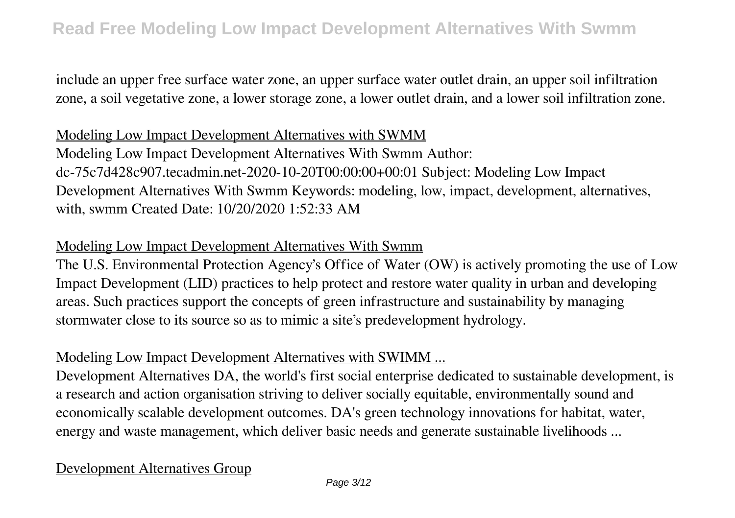include an upper free surface water zone, an upper surface water outlet drain, an upper soil infiltration zone, a soil vegetative zone, a lower storage zone, a lower outlet drain, and a lower soil infiltration zone.

## Modeling Low Impact Development Alternatives with SWMM

Modeling Low Impact Development Alternatives With Swmm Author: dc-75c7d428c907.tecadmin.net-2020-10-20T00:00:00+00:01 Subject: Modeling Low Impact Development Alternatives With Swmm Keywords: modeling, low, impact, development, alternatives, with, swmm Created Date: 10/20/2020 1:52:33 AM

## Modeling Low Impact Development Alternatives With Swmm

The U.S. Environmental Protection Agency's Office of Water (OW) is actively promoting the use of Low Impact Development (LID) practices to help protect and restore water quality in urban and developing areas. Such practices support the concepts of green infrastructure and sustainability by managing stormwater close to its source so as to mimic a site's predevelopment hydrology.

## Modeling Low Impact Development Alternatives with SWIMM ...

Development Alternatives DA, the world's first social enterprise dedicated to sustainable development, is a research and action organisation striving to deliver socially equitable, environmentally sound and economically scalable development outcomes. DA's green technology innovations for habitat, water, energy and waste management, which deliver basic needs and generate sustainable livelihoods ...

## Development Alternatives Group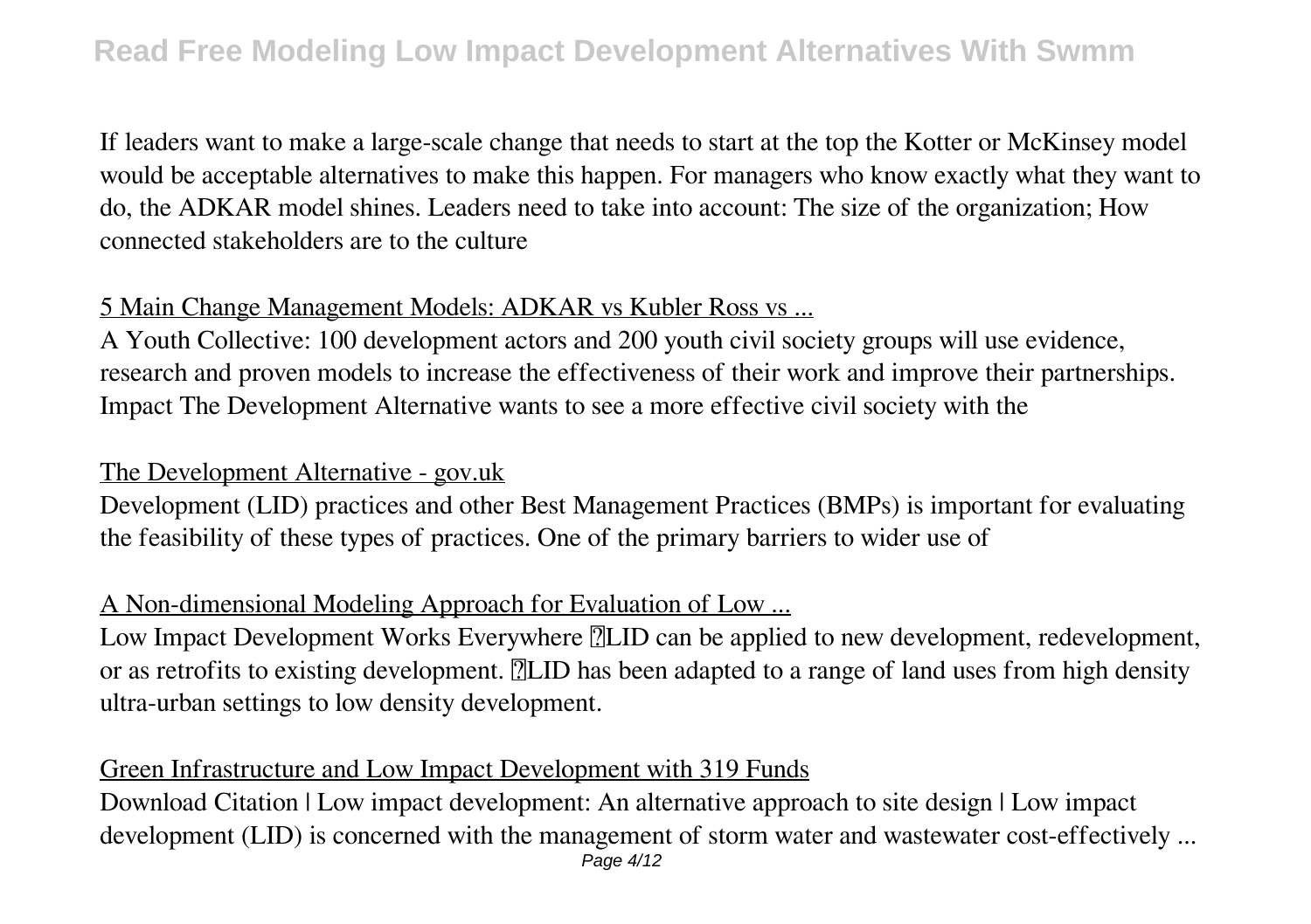If leaders want to make a large-scale change that needs to start at the top the Kotter or McKinsey model would be acceptable alternatives to make this happen. For managers who know exactly what they want to do, the ADKAR model shines. Leaders need to take into account: The size of the organization; How connected stakeholders are to the culture

5 Main Change Management Models: ADKAR vs Kubler Ross vs ...

A Youth Collective: 100 development actors and 200 youth civil society groups will use evidence, research and proven models to increase the effectiveness of their work and improve their partnerships. Impact The Development Alternative wants to see a more effective civil society with the

The Development Alternative - gov.uk

Development (LID) practices and other Best Management Practices (BMPs) is important for evaluating the feasibility of these types of practices. One of the primary barriers to wider use of

A Non-dimensional Modeling Approach for Evaluation of Low ...

Low Impact Development Works Everywhere LID can be applied to new development, redevelopment, or as retrofits to existing development. LID has been adapted to a range of land uses from high density ultra-urban settings to low density development.

Green Infrastructure and Low Impact Development with 319 Funds

Download Citation | Low impact development: An alternative approach to site design | Low impact development (LID) is concerned with the management of storm water and wastewater cost-effectively ...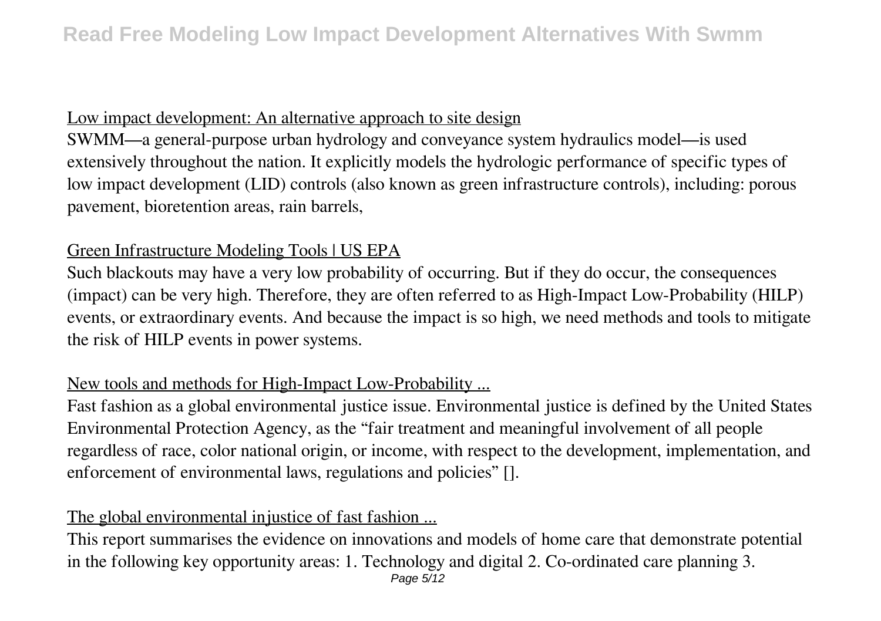Low impact development: An alternative approach to site design

SWMM—a general-purpose urban hydrology and conveyance system hydraulics model—is used extensively throughout the nation. It explicitly models the hydrologic performance of specific types of low impact development (LID) controls (also known as green infrastructure controls), including: porous pavement, bioretention areas, rain barrels,

Green Infrastructure Modeling Tools | US EPA

Such blackouts may have a very low probability of occurring. But if they do occur, the consequences (impact) can be very high. Therefore, they are often referred to as High-Impact Low-Probability (HILP) events, or extraordinary events. And because the impact is so high, we need methods and tools to mitigate the risk of HILP events in power systems.

New tools and methods for High-Impact Low-Probability ...

Fast fashion as a global environmental justice issue. Environmental justice is defined by the United States Environmental Protection Agency, as the "fair treatment and meaningful involvement of all people regardless of race, color national origin, or income, with respect to the development, implementation, and enforcement of environmental laws, regulations and policies" [].

The global environmental injustice of fast fashion ...

This report summarises the evidence on innovations and models of home care that demonstrate potential in the following key opportunity areas: 1. Technology and digital 2. Co-ordinated care planning 3.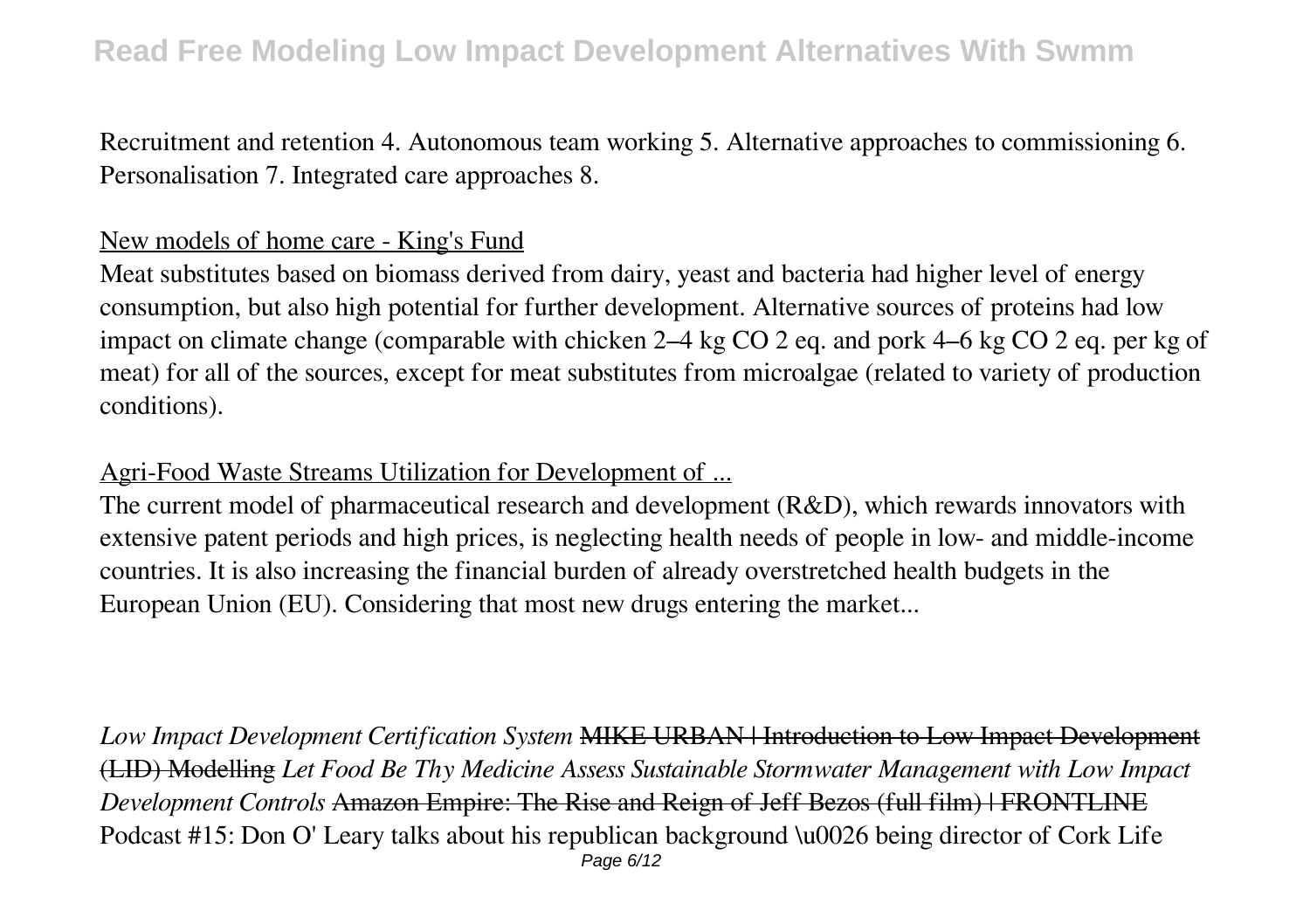Recruitment and retention 4. Autonomous team working 5. Alternative approaches to commissioning 6. Personalisation 7. Integrated care approaches 8.

New models of home care - King's Fund

Meat substitutes based on biomass derived from dairy, yeast and bacteria had higher level of energy consumption, but also high potential for further development. Alternative sources of proteins had low impact on climate change (comparable with chicken 2–4 kg $CO_2$ eq. and pork 4–6 kg $CO_2$ eq. per kg of meat) for all of the sources, except for meat substitutes from microalgae (related to variety of production conditions).

Agri-Food Waste Streams Utilization for Development of ...

The current model of pharmaceutical research and development (R&D), which rewards innovators with extensive patent periods and high prices, is neglecting health needs of people in low- and middle-income countries. It is also increasing the financial burden of already overstretched health budgets in the European Union (EU). Considering that most new drugs entering the market...

*Low Impact Development Certification System* ~~MIKE URBAN | Introduction to Low Impact Development (LID) Modelling~~ *Let Food Be Thy Medicine Assess Sustainable Stormwater Management with Low Impact Development Controls* ~~Amazon Empire: The Rise and Reign of Jeff Bezos (full film) | FRONTLINE~~ Podcast #15: Don O' Leary talks about his republican background \u0026 being director of Cork Life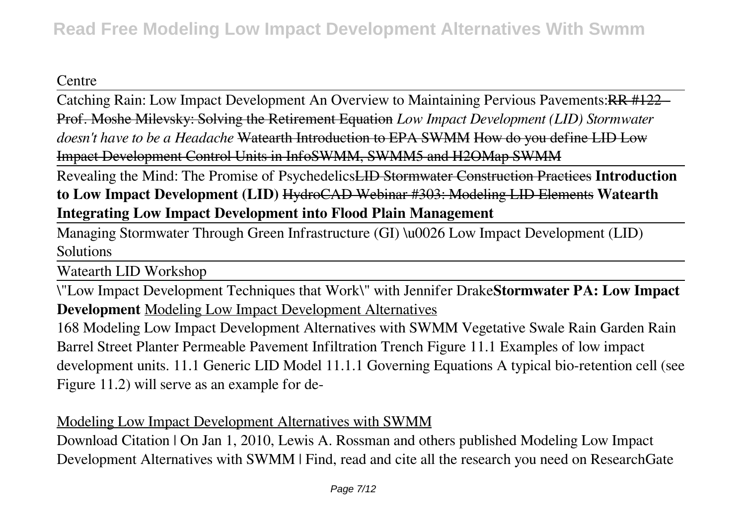Centre

Catching Rain: Low Impact Development An Overview to Maintaining Pervious Pavements:~~RR #122 - Prof. Moshe Milevsky: Solving the Retirement Equation~~ *Low Impact Development (LID) Stormwater doesn't have to be a Headache* ~~Watearth Introduction to EPA SWMM How do you define LID Low Impact Development Control Units in InfoSWMM, SWMM5 and H2OMap SWMM~~

Revealing the Mind: The Promise of Psychedelics~~LID Stormwater Construction Practices~~ **Introduction to Low Impact Development (LID)** ~~HydroCAD Webinar #303: Modeling LID Elements~~ **Watearth Integrating Low Impact Development into Flood Plain Management**

Managing Stormwater Through Green Infrastructure (GI) \u0026 Low Impact Development (LID) Solutions

Watearth LID Workshop

\"Low Impact Development Techniques that Work\" with Jennifer Drake**Stormwater PA: Low Impact Development** Modeling Low Impact Development Alternatives

168 Modeling Low Impact Development Alternatives with SWMM Vegetative Swale Rain Garden Rain Barrel Street Planter Permeable Pavement Infiltration Trench Figure 11.1 Examples of low impact development units. 11.1 Generic LID Model 11.1.1 Governing Equations A typical bio-retention cell (see Figure 11.2) will serve as an example for de-

Modeling Low Impact Development Alternatives with SWMM

Download Citation | On Jan 1, 2010, Lewis A. Rossman and others published Modeling Low Impact Development Alternatives with SWMM | Find, read and cite all the research you need on ResearchGate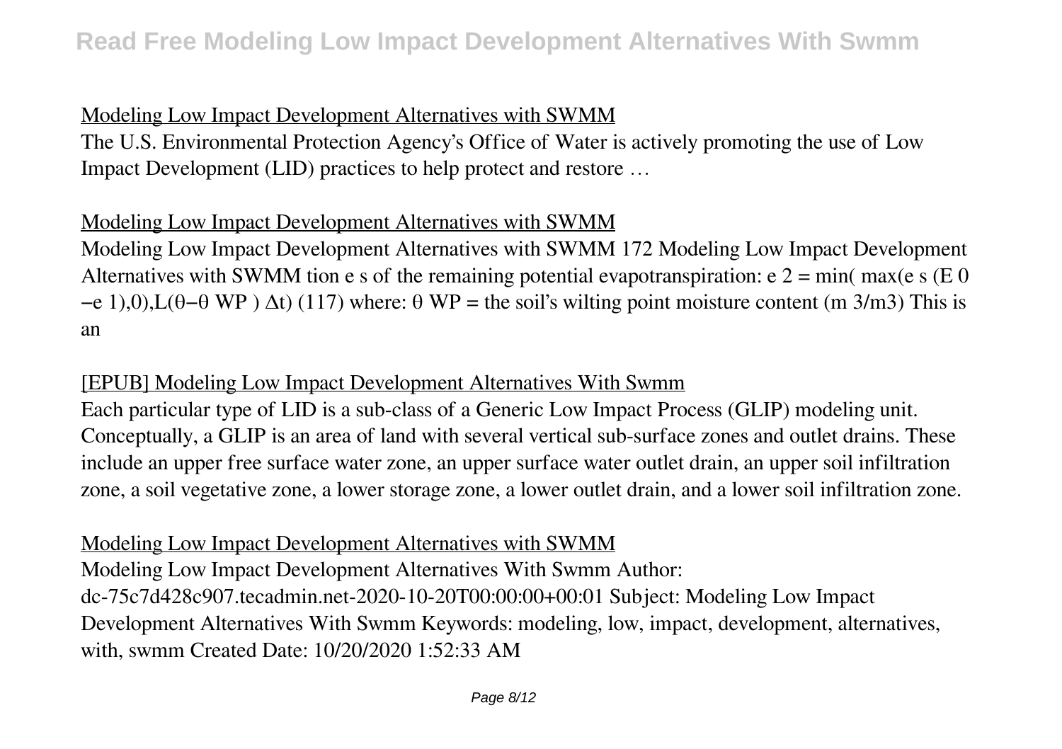## Modeling Low Impact Development Alternatives with SWMM

The U.S. Environmental Protection Agency's Office of Water is actively promoting the use of Low Impact Development (LID) practices to help protect and restore …

## Modeling Low Impact Development Alternatives with SWMM

Modeling Low Impact Development Alternatives with SWMM 172 Modeling Low Impact Development Alternatives with SWMM tion e s of the remaining potential evapotranspiration: $e_2 = \min(\max(e_s(E_0 - e_1), 0), L(\theta - \theta_{WP})\Delta t)$ (117) where: $\theta_{WP}$ = the soil's wilting point moisture content ($m^3/m^3$) This is an

## [EPUB] Modeling Low Impact Development Alternatives With Swmm

Each particular type of LID is a sub-class of a Generic Low Impact Process (GLIP) modeling unit. Conceptually, a GLIP is an area of land with several vertical sub-surface zones and outlet drains. These include an upper free surface water zone, an upper surface water outlet drain, an upper soil infiltration zone, a soil vegetative zone, a lower storage zone, a lower outlet drain, and a lower soil infiltration zone.

## Modeling Low Impact Development Alternatives with SWMM

Modeling Low Impact Development Alternatives With Swmm Author: dc-75c7d428c907.tecadmin.net-2020-10-20T00:00:00+00:01 Subject: Modeling Low Impact Development Alternatives With Swmm Keywords: modeling, low, impact, development, alternatives, with, swmm Created Date: 10/20/2020 1:52:33 AM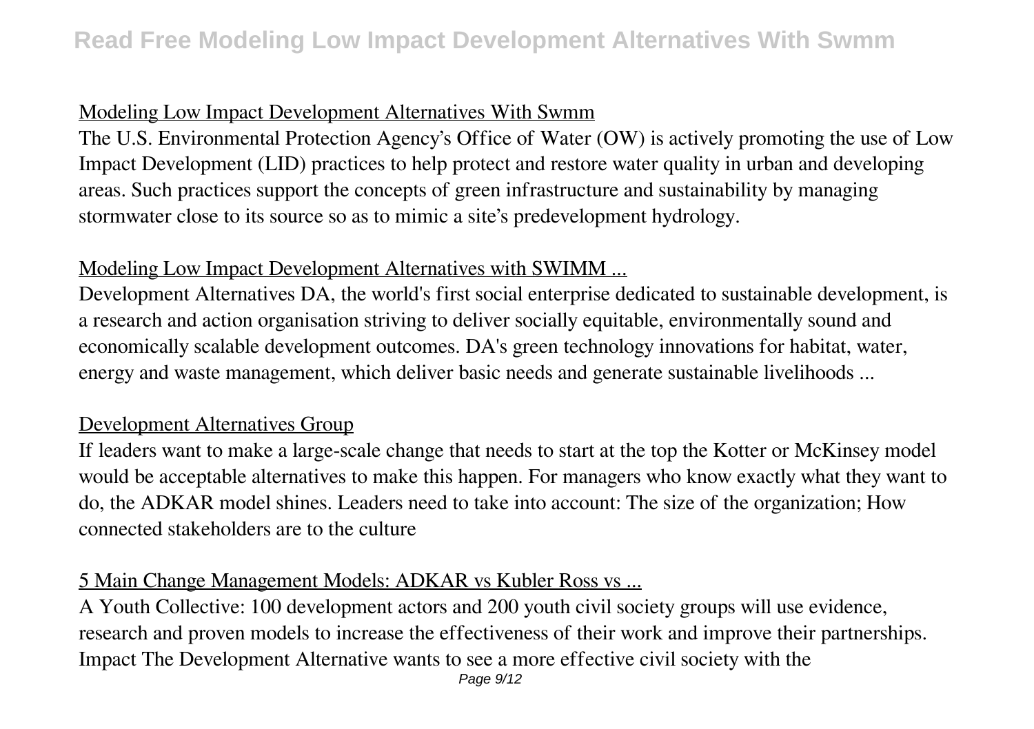## Modeling Low Impact Development Alternatives With Swmm

The U.S. Environmental Protection Agency's Office of Water (OW) is actively promoting the use of Low Impact Development (LID) practices to help protect and restore water quality in urban and developing areas. Such practices support the concepts of green infrastructure and sustainability by managing stormwater close to its source so as to mimic a site's predevelopment hydrology.

## Modeling Low Impact Development Alternatives with SWIMM ...

Development Alternatives DA, the world's first social enterprise dedicated to sustainable development, is a research and action organisation striving to deliver socially equitable, environmentally sound and economically scalable development outcomes. DA's green technology innovations for habitat, water, energy and waste management, which deliver basic needs and generate sustainable livelihoods ...

## Development Alternatives Group

If leaders want to make a large-scale change that needs to start at the top the Kotter or McKinsey model would be acceptable alternatives to make this happen. For managers who know exactly what they want to do, the ADKAR model shines. Leaders need to take into account: The size of the organization; How connected stakeholders are to the culture

## 5 Main Change Management Models: ADKAR vs Kubler Ross vs ...

A Youth Collective: 100 development actors and 200 youth civil society groups will use evidence, research and proven models to increase the effectiveness of their work and improve their partnerships. Impact The Development Alternative wants to see a more effective civil society with the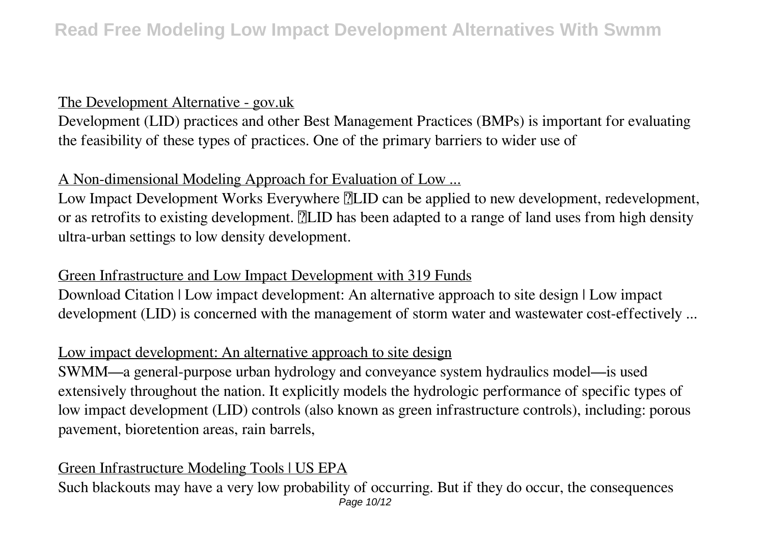The Development Alternative - gov.uk

Development (LID) practices and other Best Management Practices (BMPs) is important for evaluating the feasibility of these types of practices. One of the primary barriers to wider use of

A Non-dimensional Modeling Approach for Evaluation of Low ...

Low Impact Development Works Everywhere LID can be applied to new development, redevelopment, or as retrofits to existing development. LID has been adapted to a range of land uses from high density ultra-urban settings to low density development.

Green Infrastructure and Low Impact Development with 319 Funds

Download Citation | Low impact development: An alternative approach to site design | Low impact development (LID) is concerned with the management of storm water and wastewater cost-effectively ...

Low impact development: An alternative approach to site design

SWMM—a general-purpose urban hydrology and conveyance system hydraulics model—is used extensively throughout the nation. It explicitly models the hydrologic performance of specific types of low impact development (LID) controls (also known as green infrastructure controls), including: porous pavement, bioretention areas, rain barrels,

Green Infrastructure Modeling Tools | US EPA

Such blackouts may have a very low probability of occurring. But if they do occur, the consequences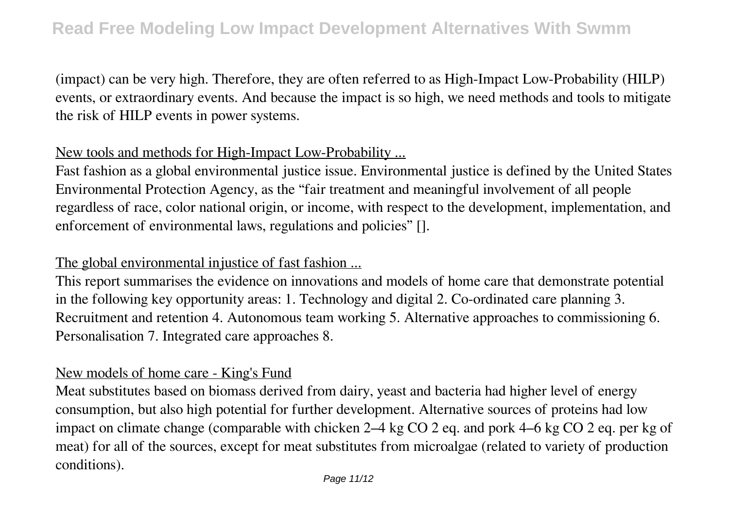(impact) can be very high. Therefore, they are often referred to as High-Impact Low-Probability (HILP) events, or extraordinary events. And because the impact is so high, we need methods and tools to mitigate the risk of HILP events in power systems.

New tools and methods for High-Impact Low-Probability ...

Fast fashion as a global environmental justice issue. Environmental justice is defined by the United States Environmental Protection Agency, as the "fair treatment and meaningful involvement of all people regardless of race, color national origin, or income, with respect to the development, implementation, and enforcement of environmental laws, regulations and policies" [].

The global environmental injustice of fast fashion ...

This report summarises the evidence on innovations and models of home care that demonstrate potential in the following key opportunity areas: 1. Technology and digital 2. Co-ordinated care planning 3. Recruitment and retention 4. Autonomous team working 5. Alternative approaches to commissioning 6. Personalisation 7. Integrated care approaches 8.

New models of home care - King's Fund

Meat substitutes based on biomass derived from dairy, yeast and bacteria had higher level of energy consumption, but also high potential for further development. Alternative sources of proteins had low impact on climate change (comparable with chicken 2–4 kg $CO_2$ eq. and pork 4–6 kg $CO_2$ eq. per kg of meat) for all of the sources, except for meat substitutes from microalgae (related to variety of production conditions).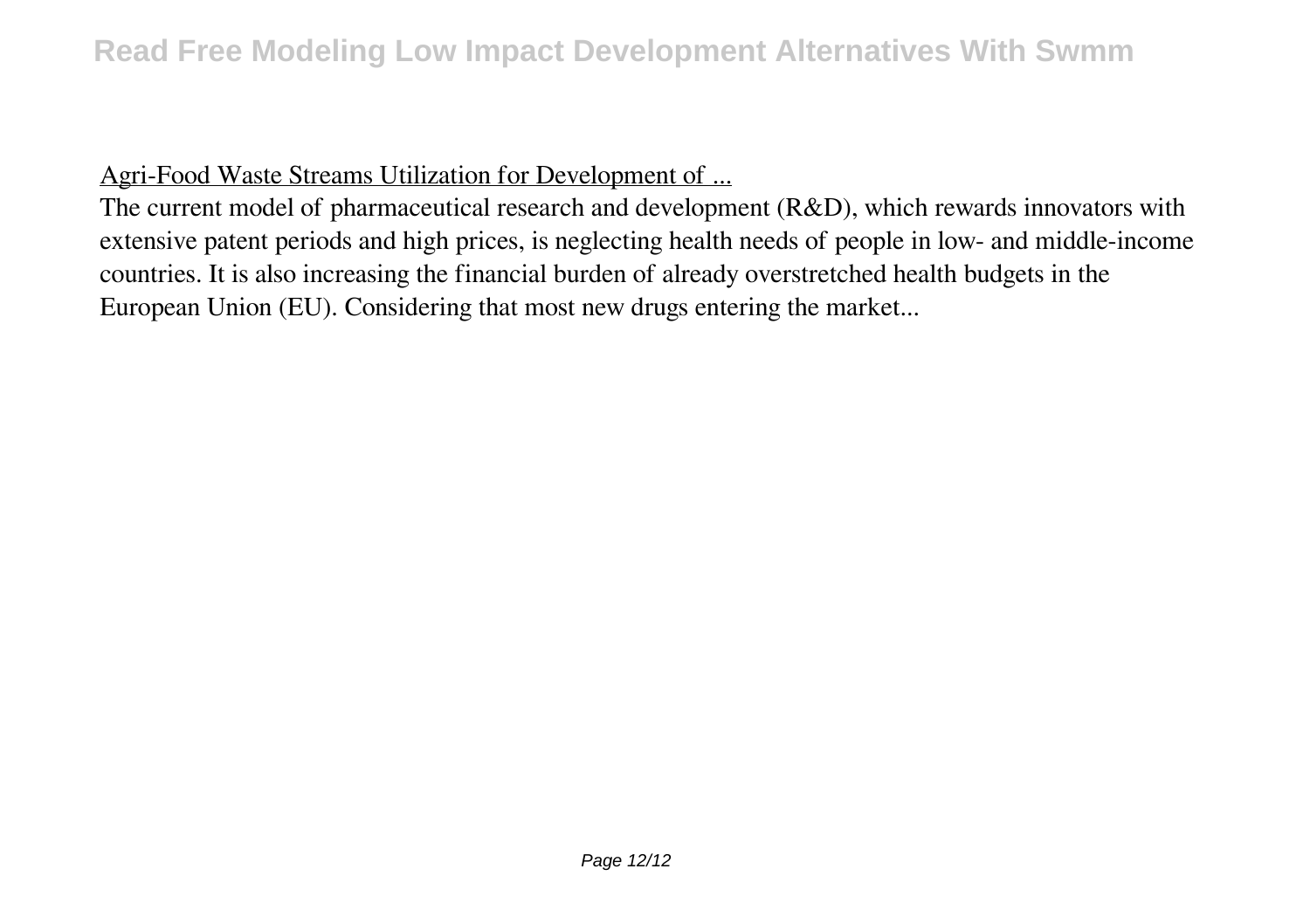Agri-Food Waste Streams Utilization for Development of ...

The current model of pharmaceutical research and development (R&D), which rewards innovators with extensive patent periods and high prices, is neglecting health needs of people in low- and middle-income countries. It is also increasing the financial burden of already overstretched health budgets in the European Union (EU). Considering that most new drugs entering the market...